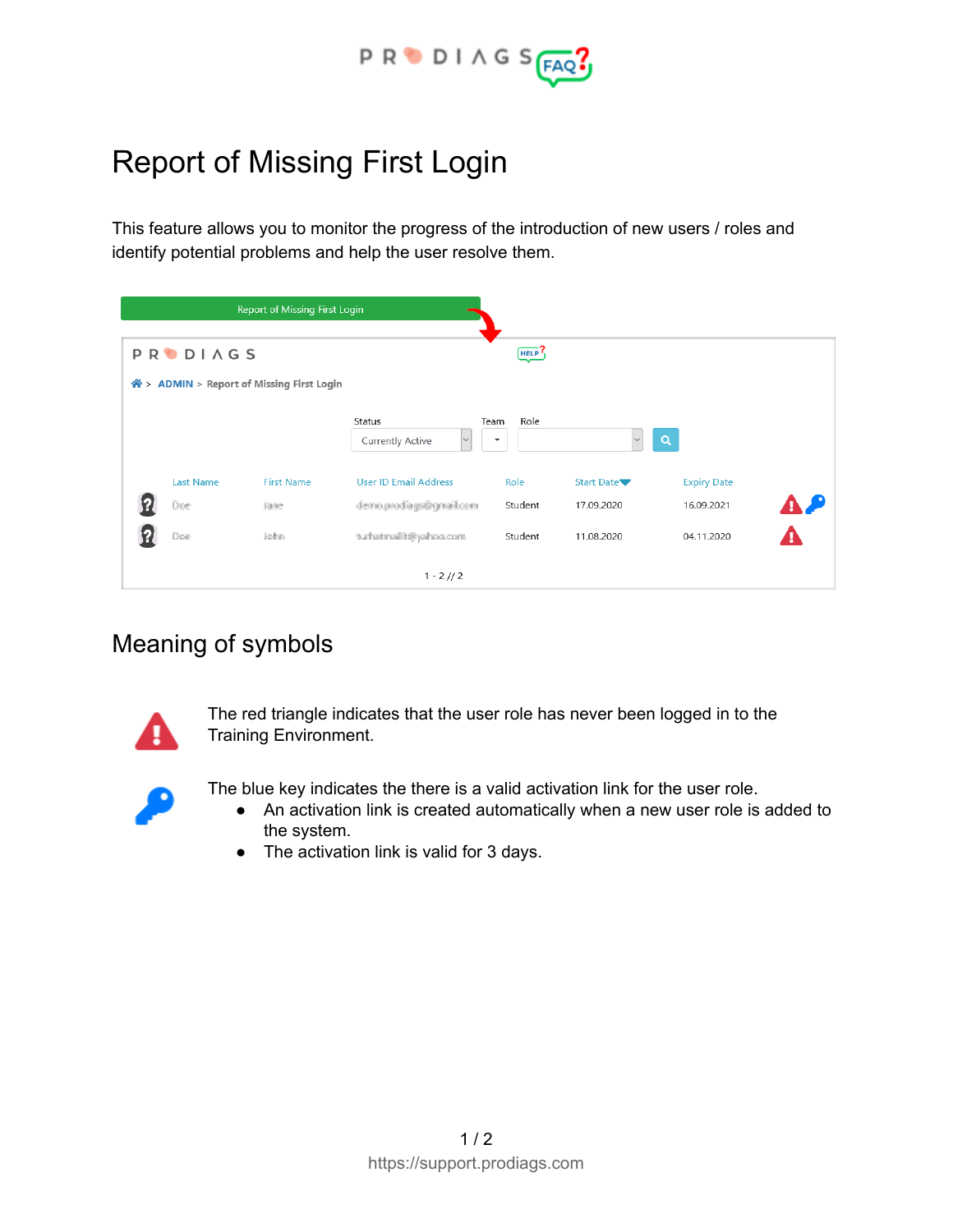# Report of Missing First Login

This feature allows you to monitor the progress of the introduction of new users / roles and identify potential problems and help the user resolve them.

## Meaning of symbols

The red triangle indicates that the user role has never been logged in to the Training Environment.

The blue key indicates the there is a valid activation link for the user role.

- An activation link is created automatically when a new user role is added to the system.
- The activation link is valid for 3 days.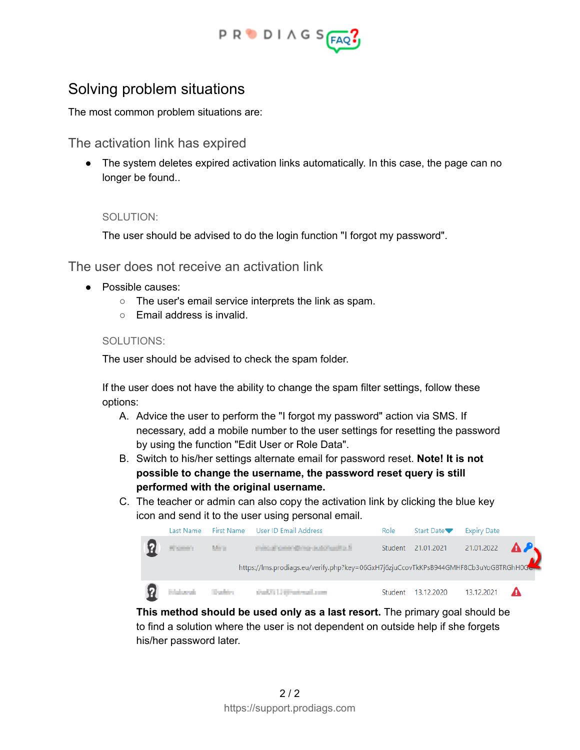# Solving problem situations

The most common problem situations are:

## The activation link has expired

- The system deletes expired activation links automatically. In this case, the page can no longer be found..

  SOLUTION:

  The user should be advised to do the login function "I forgot my password".

## The user does not receive an activation link

- Possible causes:
  - The user's email service interprets the link as spam.
  - Email address is invalid.

  SOLUTIONS:

  The user should be advised to check the spam folder.

  If the user does not have the ability to change the spam filter settings, follow these options:

  A. Advice the user to perform the "I forgot my password" action via SMS. If necessary, add a mobile number to the user settings for resetting the password by using the function "Edit User or Role Data".
  B. Switch to his/her settings alternate email for password reset. **Note! It is not possible to change the username, the password reset query is still performed with the original username.**
  C. The teacher or admin can also copy the activation link by clicking the blue key icon and send it to the user using personal email.

| Last Name | First Name | User ID Email Address | Role | Start Date | Expiry Date |
|---|---|---|---|---|---|
| | | | Student | 21.01.2021 | 21.01.2022 |
| https://lms.prodiags.eu/verify.php?key=06GxH7j6zjuCcovTkKPsB944GMHF8Cb3uYoGBTRGhH0G | | | | | |
| | | | Student | 13.12.2020 | 13.12.2021 |

  **This method should be used only as a last resort.** The primary goal should be to find a solution where the user is not dependent on outside help if she forgets his/her password later.